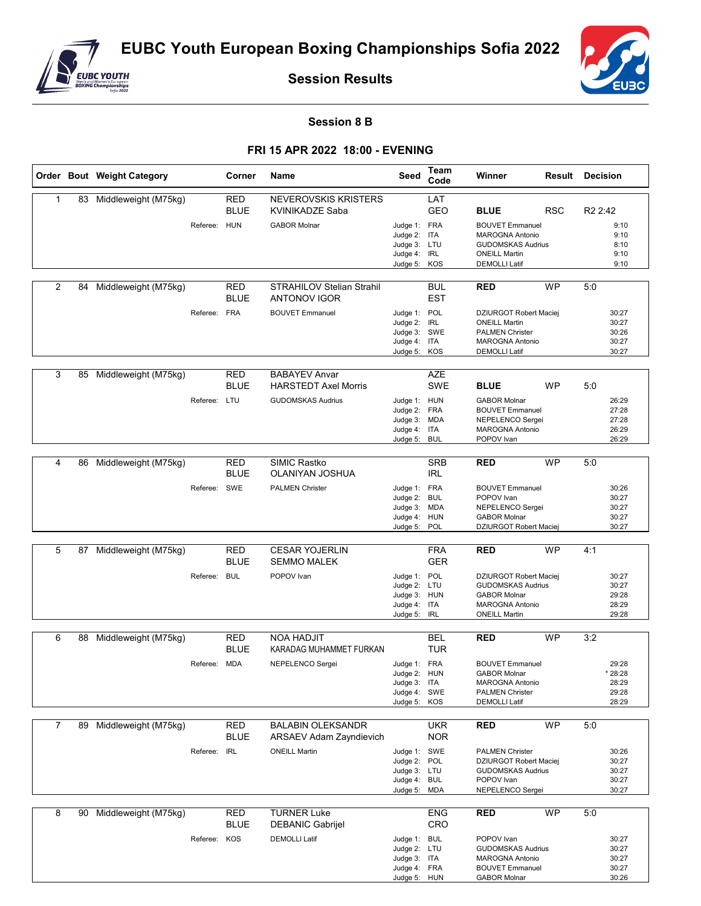# EUBC Youth European Boxing Championships Sofia 2022

## Session Results

### Session 8 B

### FRI 15 APR 2022 18:00 - EVENING

| Order | Bout | Weight Category | Corner | Name | Seed | Team Code | Winner | Result | Decision |
|---|---|---|---|---|---|---|---|---|---|
| 1 | 83 | Middleweight (M75kg) | RED | NEVEROVSKIS KRISTERS | | LAT | | | |
| | | | BLUE | KVINIKADZE Saba | | GEO | BLUE | RSC | R2 2:42 |
| | | | Referee: HUN | GABOR Molnar | Judge 1: | FRA | BOUVET Emmanuel | | 9:10 |
| | | | | | Judge 2: | ITA | MAROGNA Antonio | | 9:10 |
| | | | | | Judge 3: | LTU | GUDOMSKAS Audrius | | 8:10 |
| | | | | | Judge 4: | IRL | ONEILL Martin | | 9:10 |
| | | | | | Judge 5: | KOS | DEMOLLI Latif | | 9:10 |
| 2 | 84 | Middleweight (M75kg) | RED | STRAHILOV Stelian Strahil | | BUL | RED | WP | 5:0 |
| | | | BLUE | ANTONOV IGOR | | EST | | | |
| | | | Referee: FRA | BOUVET Emmanuel | Judge 1: | POL | DZIURGOT Robert Maciej | | 30:27 |
| | | | | | Judge 2: | IRL | ONEILL Martin | | 30:27 |
| | | | | | Judge 3: | SWE | PALMEN Christer | | 30:26 |
| | | | | | Judge 4: | ITA | MAROGNA Antonio | | 30:27 |
| | | | | | Judge 5: | KOS | DEMOLLI Latif | | 30:27 |
| 3 | 85 | Middleweight (M75kg) | RED | BABAYEV Anvar | | AZE | | | |
| | | | BLUE | HARSTEDT Axel Morris | | SWE | BLUE | WP | 5:0 |
| | | | Referee: LTU | GUDOMSKAS Audrius | Judge 1: | HUN | GABOR Molnar | | 26:29 |
| | | | | | Judge 2: | FRA | BOUVET Emmanuel | | 27:28 |
| | | | | | Judge 3: | MDA | NEPELENCO Sergei | | 27:28 |
| | | | | | Judge 4: | ITA | MAROGNA Antonio | | 26:29 |
| | | | | | Judge 5: | BUL | POPOV Ivan | | 26:29 |
| 4 | 86 | Middleweight (M75kg) | RED | SIMIC Rastko | | SRB | RED | WP | 5:0 |
| | | | BLUE | OLANIYAN JOSHUA | | IRL | | | |
| | | | Referee: SWE | PALMEN Christer | Judge 1: | FRA | BOUVET Emmanuel | | 30:26 |
| | | | | | Judge 2: | BUL | POPOV Ivan | | 30:27 |
| | | | | | Judge 3: | MDA | NEPELENCO Sergei | | 30:27 |
| | | | | | Judge 4: | HUN | GABOR Molnar | | 30:27 |
| | | | | | Judge 5: | POL | DZIURGOT Robert Maciej | | 30:27 |
| 5 | 87 | Middleweight (M75kg) | RED | CESAR YOJERLIN | | FRA | RED | WP | 4:1 |
| | | | BLUE | SEMMO MALEK | | GER | | | |
| | | | Referee: BUL | POPOV Ivan | Judge 1: | POL | DZIURGOT Robert Maciej | | 30:27 |
| | | | | | Judge 2: | LTU | GUDOMSKAS Audrius | | 30:27 |
| | | | | | Judge 3: | HUN | GABOR Molnar | | 29:28 |
| | | | | | Judge 4: | ITA | MAROGNA Antonio | | 28:29 |
| | | | | | Judge 5: | IRL | ONEILL Martin | | 29:28 |
| 6 | 88 | Middleweight (M75kg) | RED | NOA HADJIT | | BEL | RED | WP | 3:2 |
| | | | BLUE | KARADAG MUHAMMET FURKAN | | TUR | | | |
| | | | Referee: MDA | NEPELENCO Sergei | Judge 1: | FRA | BOUVET Emmanuel | | 29:28 |
| | | | | | Judge 2: | HUN | GABOR Molnar | | * 28:28 |
| | | | | | Judge 3: | ITA | MAROGNA Antonio | | 28:29 |
| | | | | | Judge 4: | SWE | PALMEN Christer | | 29:28 |
| | | | | | Judge 5: | KOS | DEMOLLI Latif | | 28:29 |
| 7 | 89 | Middleweight (M75kg) | RED | BALABIN OLEKSANDR | | UKR | RED | WP | 5:0 |
| | | | BLUE | ARSAEV Adam Zayndievich | | NOR | | | |
| | | | Referee: IRL | ONEILL Martin | Judge 1: | SWE | PALMEN Christer | | 30:26 |
| | | | | | Judge 2: | POL | DZIURGOT Robert Maciej | | 30:27 |
| | | | | | Judge 3: | LTU | GUDOMSKAS Audrius | | 30:27 |
| | | | | | Judge 4: | BUL | POPOV Ivan | | 30:27 |
| | | | | | Judge 5: | MDA | NEPELENCO Sergei | | 30:27 |
| 8 | 90 | Middleweight (M75kg) | RED | TURNER Luke | | ENG | RED | WP | 5:0 |
| | | | BLUE | DEBANIC Gabrijel | | CRO | | | |
| | | | Referee: KOS | DEMOLLI Latif | Judge 1: | BUL | POPOV Ivan | | 30:27 |
| | | | | | Judge 2: | LTU | GUDOMSKAS Audrius | | 30:27 |
| | | | | | Judge 3: | ITA | MAROGNA Antonio | | 30:27 |
| | | | | | Judge 4: | FRA | BOUVET Emmanuel | | 30:27 |
| | | | | | Judge 5: | HUN | GABOR Molnar | | 30:26 |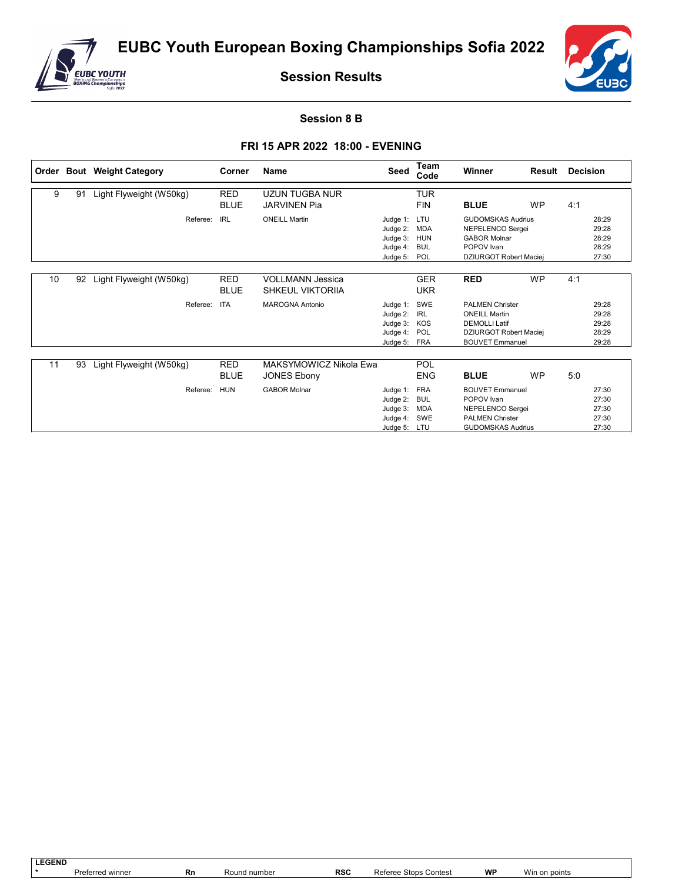# EUBC Youth European Boxing Championships Sofia 2022

## Session Results

### Session 8 B

### FRI 15 APR 2022 18:00 - EVENING

| Order | Bout | Weight Category | Corner | Name | Seed | Team Code | Winner | Result | Decision |
|---|---|---|---|---|---|---|---|---|---|
| 9 | 91 | Light Flyweight (W50kg) | RED | UZUN TUGBA NUR | | TUR | | | |
| | | | BLUE | JARVINEN Pia | | FIN | **BLUE** | WP | 4:1 |
| | | Referee: | IRL | ONEILL Martin | Judge 1: | LTU | GUDOMSKAS Audrius | | 28:29 |
| | | | | | Judge 2: | MDA | NEPELENCO Sergei | | 29:28 |
| | | | | | Judge 3: | HUN | GABOR Molnar | | 28:29 |
| | | | | | Judge 4: | BUL | POPOV Ivan | | 28:29 |
| | | | | | Judge 5: | POL | DZIURGOT Robert Maciej | | 27:30 |
| 10 | 92 | Light Flyweight (W50kg) | RED | VOLLMANN Jessica | | GER | **RED** | WP | 4:1 |
| | | | BLUE | SHKEUL VIKTORIIA | | UKR | | | |
| | | Referee: | ITA | MAROGNA Antonio | Judge 1: | SWE | PALMEN Christer | | 29:28 |
| | | | | | Judge 2: | IRL | ONEILL Martin | | 29:28 |
| | | | | | Judge 3: | KOS | DEMOLLI Latif | | 29:28 |
| | | | | | Judge 4: | POL | DZIURGOT Robert Maciej | | 28:29 |
| | | | | | Judge 5: | FRA | BOUVET Emmanuel | | 29:28 |
| 11 | 93 | Light Flyweight (W50kg) | RED | MAKSYMOWICZ Nikola Ewa | | POL | | | |
| | | | BLUE | JONES Ebony | | ENG | **BLUE** | WP | 5:0 |
| | | Referee: | HUN | GABOR Molnar | Judge 1: | FRA | BOUVET Emmanuel | | 27:30 |
| | | | | | Judge 2: | BUL | POPOV Ivan | | 27:30 |
| | | | | | Judge 3: | MDA | NEPELENCO Sergei | | 27:30 |
| | | | | | Judge 4: | SWE | PALMEN Christer | | 27:30 |
| | | | | | Judge 5: | LTU | GUDOMSKAS Audrius | | 27:30 |

**LEGEND**

| | | | |
|---|---|---|---|
| * Preferred winner | Rn Round number | RSC Referee Stops Contest | WP Win on points |